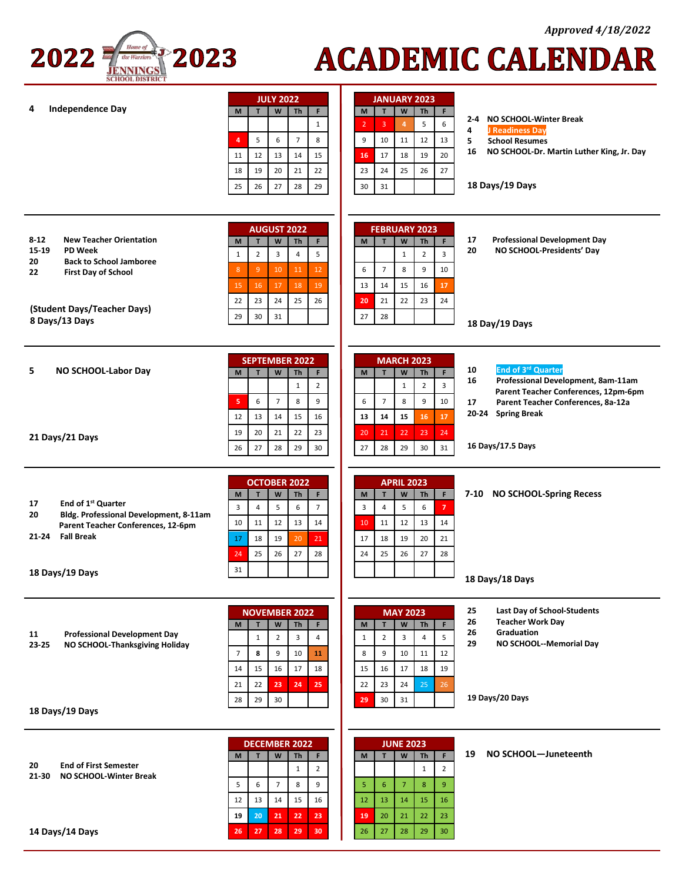*Approved 4/18/2022*

# 2022 2023 ACADEMIC CALENDAR

Home of the Warriors — JENNINGS SCHOOL DISTRICT

## JULY 2022

**4** Independence Day

| M | T | W | Th | F |
|---|---|---|---|---|
| | | | | 1 |
| 4 | 5 | 6 | 7 | 8 |
| 11 | 12 | 13 | 14 | 15 |
| 18 | 19 | 20 | 21 | 22 |
| 25 | 26 | 27 | 28 | 29 |

## AUGUST 2022

**8-12** New Teacher Orientation
**15-19** PD Week
**20** Back to School Jamboree
**22** First Day of School

**(Student Days/Teacher Days)**
**8 Days/13 Days**

| M | T | W | Th | F |
|---|---|---|---|---|
| 1 | 2 | 3 | 4 | 5 |
| 8 | 9 | 10 | 11 | 12 |
| 15 | 16 | 17 | 18 | 19 |
| 22 | 23 | 24 | 25 | 26 |
| 29 | 30 | 31 | | |

## SEPTEMBER 2022

**5** NO SCHOOL-Labor Day

**21 Days/21 Days**

| M | T | W | Th | F |
|---|---|---|---|---|
| | | | 1 | 2 |
| 5 | 6 | 7 | 8 | 9 |
| 12 | 13 | 14 | 15 | 16 |
| 19 | 20 | 21 | 22 | 23 |
| 26 | 27 | 28 | 29 | 30 |

## OCTOBER 2022

**17** End of 1st Quarter
**20** Bldg. Professional Development, 8-11am
Parent Teacher Conferences, 12-6pm
**21-24** Fall Break

**18 Days/19 Days**

| M | T | W | Th | F |
|---|---|---|---|---|
| 3 | 4 | 5 | 6 | 7 |
| 10 | 11 | 12 | 13 | 14 |
| 17 | 18 | 19 | 20 | 21 |
| 24 | 25 | 26 | 27 | 28 |
| 31 | | | | |

## NOVEMBER 2022

**11** Professional Development Day
**23-25** NO SCHOOL-Thanksgiving Holiday

**18 Days/19 Days**

| M | T | W | Th | F |
|---|---|---|---|---|
| | 1 | 2 | 3 | 4 |
| 7 | 8 | 9 | 10 | 11 |
| 14 | 15 | 16 | 17 | 18 |
| 21 | 22 | 23 | 24 | 25 |
| 28 | 29 | 30 | | |

## DECEMBER 2022

**20** End of First Semester
**21-30** NO SCHOOL-Winter Break

**14 Days/14 Days**

| M | T | W | Th | F |
|---|---|---|---|---|
| | | | 1 | 2 |
| 5 | 6 | 7 | 8 | 9 |
| 12 | 13 | 14 | 15 | 16 |
| 19 | 20 | 21 | 22 | 23 |
| 26 | 27 | 28 | 29 | 30 |

## JANUARY 2023

**2-4** NO SCHOOL-Winter Break
**4** J Readiness Day
**5** School Resumes
**16** NO SCHOOL-Dr. Martin Luther King, Jr. Day

**18 Days/19 Days**

| M | T | W | Th | F |
|---|---|---|---|---|
| 2 | 3 | 4 | 5 | 6 |
| 9 | 10 | 11 | 12 | 13 |
| 16 | 17 | 18 | 19 | 20 |
| 23 | 24 | 25 | 26 | 27 |
| 30 | 31 | | | |

## FEBRUARY 2023

**17** Professional Development Day
**20** NO SCHOOL-Presidents' Day

**18 Day/19 Days**

| M | T | W | Th | F |
|---|---|---|---|---|
| | | 1 | 2 | 3 |
| 6 | 7 | 8 | 9 | 10 |
| 13 | 14 | 15 | 16 | 17 |
| 20 | 21 | 22 | 23 | 24 |
| 27 | 28 | | | |

## MARCH 2023

**10** End of 3rd Quarter
**16** Professional Development, 8am-11am
Parent Teacher Conferences, 12pm-6pm
**17** Parent Teacher Conferences, 8a-12a
**20-24** Spring Break

**16 Days/17.5 Days**

| M | T | W | Th | F |
|---|---|---|---|---|
| | | 1 | 2 | 3 |
| 6 | 7 | 8 | 9 | 10 |
| 13 | 14 | 15 | 16 | 17 |
| 20 | 21 | 22 | 23 | 24 |
| 27 | 28 | 29 | 30 | 31 |

## APRIL 2023

**7-10** NO SCHOOL-Spring Recess

**18 Days/18 Days**

| M | T | W | Th | F |
|---|---|---|---|---|
| 3 | 4 | 5 | 6 | 7 |
| 10 | 11 | 12 | 13 | 14 |
| 17 | 18 | 19 | 20 | 21 |
| 24 | 25 | 26 | 27 | 28 |

## MAY 2023

**25** Last Day of School-Students
**26** Teacher Work Day
**26** Graduation
**29** NO SCHOOL--Memorial Day

**19 Days/20 Days**

| M | T | W | Th | F |
|---|---|---|---|---|
| 1 | 2 | 3 | 4 | 5 |
| 8 | 9 | 10 | 11 | 12 |
| 15 | 16 | 17 | 18 | 19 |
| 22 | 23 | 24 | 25 | 26 |
| 29 | 30 | 31 | | |

## JUNE 2023

**19** NO SCHOOL—Juneteenth

| M | T | W | Th | F |
|---|---|---|---|---|
| | | | 1 | 2 |
| 5 | 6 | 7 | 8 | 9 |
| 12 | 13 | 14 | 15 | 16 |
| 19 | 20 | 21 | 22 | 23 |
| 26 | 27 | 28 | 29 | 30 |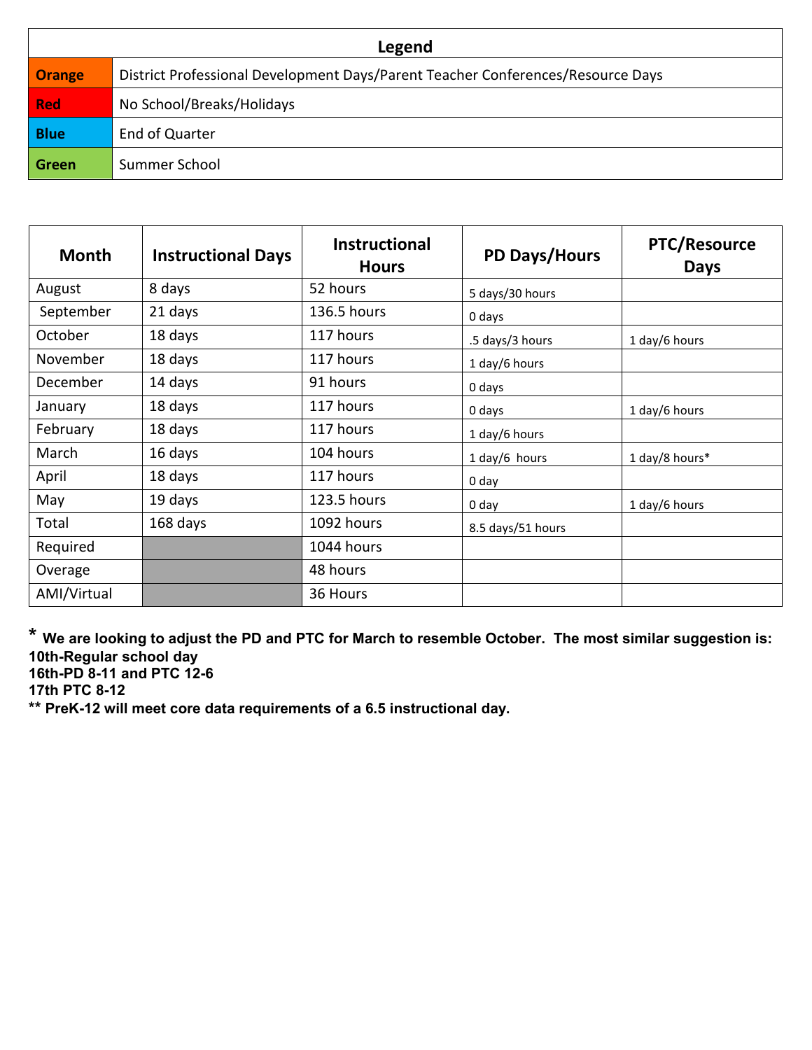| Legend | |
|---|---|
| **Orange** | District Professional Development Days/Parent Teacher Conferences/Resource Days |
| **Red** | No School/Breaks/Holidays |
| **Blue** | End of Quarter |
| **Green** | Summer School |

| Month | Instructional Days | Instructional Hours | PD Days/Hours | PTC/Resource Days |
|---|---|---|---|---|
| August | 8 days | 52 hours | 5 days/30 hours | |
| September | 21 days | 136.5 hours | 0 days | |
| October | 18 days | 117 hours | .5 days/3 hours | 1 day/6 hours |
| November | 18 days | 117 hours | 1 day/6 hours | |
| December | 14 days | 91 hours | 0 days | |
| January | 18 days | 117 hours | 0 days | 1 day/6 hours |
| February | 18 days | 117 hours | 1 day/6 hours | |
| March | 16 days | 104 hours | 1 day/6 hours | 1 day/8 hours* |
| April | 18 days | 117 hours | 0 day | |
| May | 19 days | 123.5 hours | 0 day | 1 day/6 hours |
| Total | 168 days | 1092 hours | 8.5 days/51 hours | |
| Required | | 1044 hours | | |
| Overage | | 48 hours | | |
| AMI/Virtual | | 36 Hours | | |

**\* We are looking to adjust the PD and PTC for March to resemble October. The most similar suggestion is:**
**10th-Regular school day**
**16th-PD 8-11 and PTC 12-6**
**17th PTC 8-12**
**\*\* PreK-12 will meet core data requirements of a 6.5 instructional day.**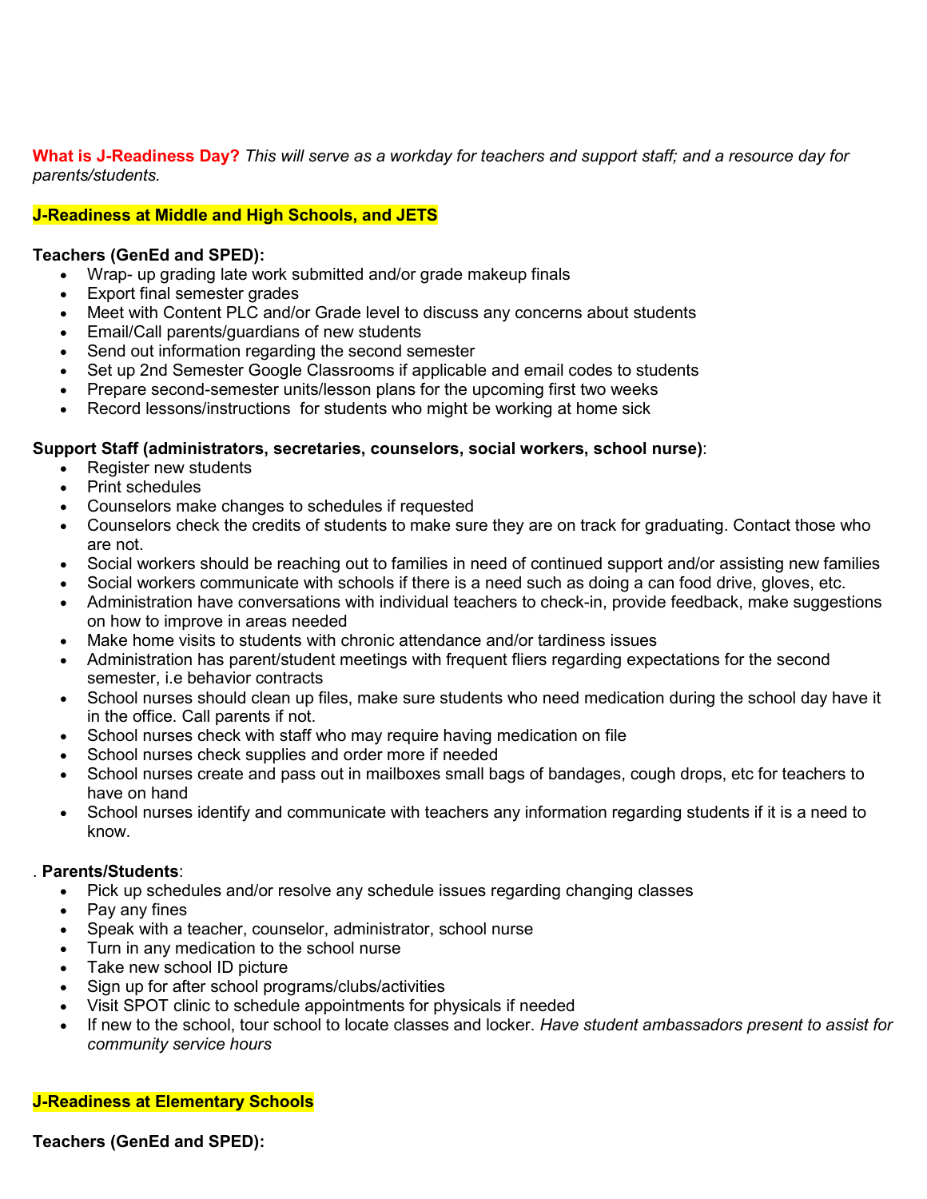**What is J-Readiness Day?** *This will serve as a workday for teachers and support staff; and a resource day for parents/students.*

**J-Readiness at Middle and High Schools, and JETS**

**Teachers (GenEd and SPED):**

- Wrap- up grading late work submitted and/or grade makeup finals
- Export final semester grades
- Meet with Content PLC and/or Grade level to discuss any concerns about students
- Email/Call parents/guardians of new students
- Send out information regarding the second semester
- Set up 2nd Semester Google Classrooms if applicable and email codes to students
- Prepare second-semester units/lesson plans for the upcoming first two weeks
- Record lessons/instructions for students who might be working at home sick

**Support Staff (administrators, secretaries, counselors, social workers, school nurse)**:

- Register new students
- Print schedules
- Counselors make changes to schedules if requested
- Counselors check the credits of students to make sure they are on track for graduating. Contact those who are not.
- Social workers should be reaching out to families in need of continued support and/or assisting new families
- Social workers communicate with schools if there is a need such as doing a can food drive, gloves, etc.
- Administration have conversations with individual teachers to check-in, provide feedback, make suggestions on how to improve in areas needed
- Make home visits to students with chronic attendance and/or tardiness issues
- Administration has parent/student meetings with frequent fliers regarding expectations for the second semester, i.e behavior contracts
- School nurses should clean up files, make sure students who need medication during the school day have it in the office. Call parents if not.
- School nurses check with staff who may require having medication on file
- School nurses check supplies and order more if needed
- School nurses create and pass out in mailboxes small bags of bandages, cough drops, etc for teachers to have on hand
- School nurses identify and communicate with teachers any information regarding students if it is a need to know.

. **Parents/Students**:

- Pick up schedules and/or resolve any schedule issues regarding changing classes
- Pay any fines
- Speak with a teacher, counselor, administrator, school nurse
- Turn in any medication to the school nurse
- Take new school ID picture
- Sign up for after school programs/clubs/activities
- Visit SPOT clinic to schedule appointments for physicals if needed
- If new to the school, tour school to locate classes and locker. *Have student ambassadors present to assist for community service hours*

**J-Readiness at Elementary Schools**

**Teachers (GenEd and SPED):**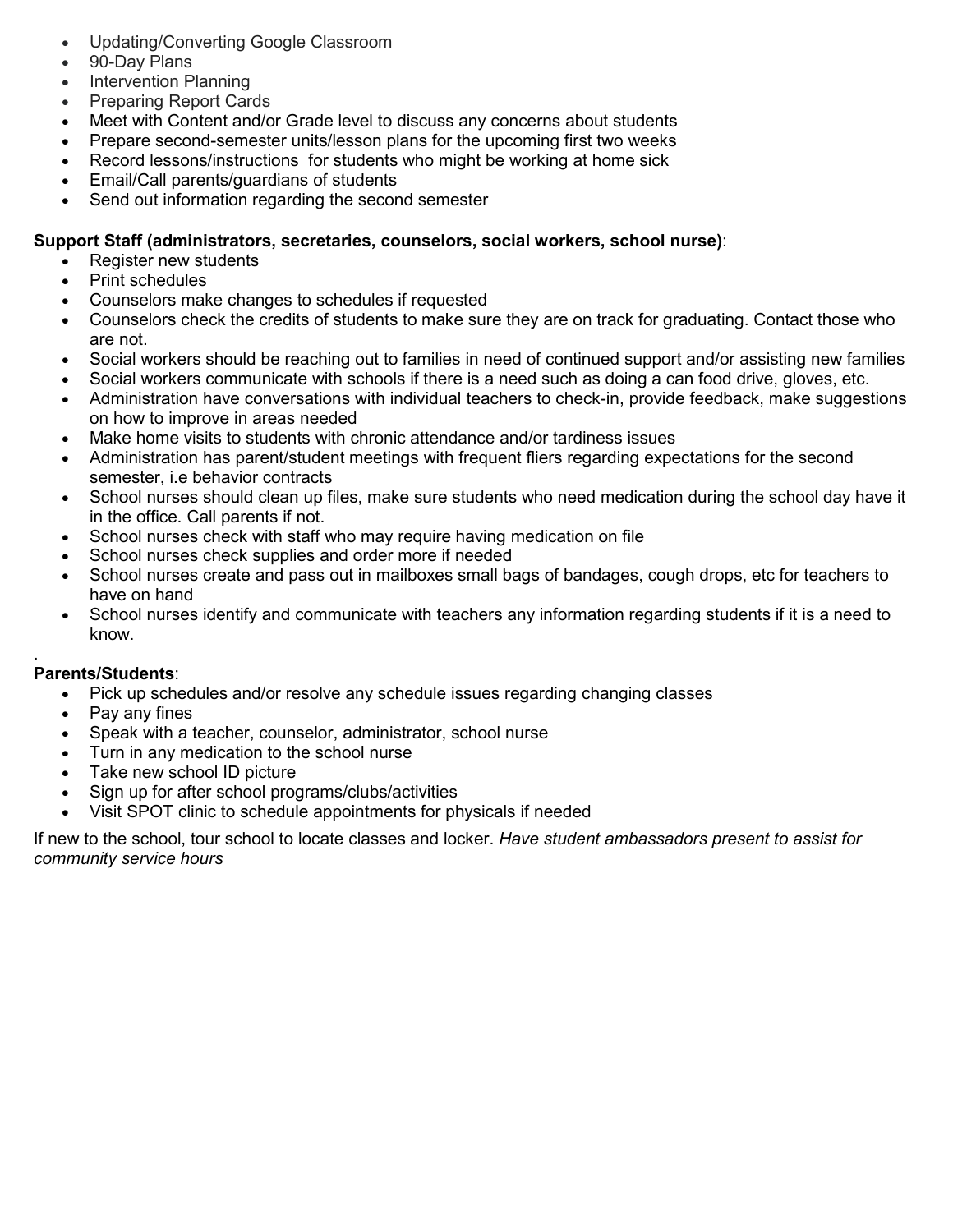- Updating/Converting Google Classroom
- 90-Day Plans
- Intervention Planning
- Preparing Report Cards
- Meet with Content and/or Grade level to discuss any concerns about students
- Prepare second-semester units/lesson plans for the upcoming first two weeks
- Record lessons/instructions for students who might be working at home sick
- Email/Call parents/guardians of students
- Send out information regarding the second semester

**Support Staff (administrators, secretaries, counselors, social workers, school nurse)**:

- Register new students
- Print schedules
- Counselors make changes to schedules if requested
- Counselors check the credits of students to make sure they are on track for graduating. Contact those who are not.
- Social workers should be reaching out to families in need of continued support and/or assisting new families
- Social workers communicate with schools if there is a need such as doing a can food drive, gloves, etc.
- Administration have conversations with individual teachers to check-in, provide feedback, make suggestions on how to improve in areas needed
- Make home visits to students with chronic attendance and/or tardiness issues
- Administration has parent/student meetings with frequent fliers regarding expectations for the second semester, i.e behavior contracts
- School nurses should clean up files, make sure students who need medication during the school day have it in the office. Call parents if not.
- School nurses check with staff who may require having medication on file
- School nurses check supplies and order more if needed
- School nurses create and pass out in mailboxes small bags of bandages, cough drops, etc for teachers to have on hand
- School nurses identify and communicate with teachers any information regarding students if it is a need to know.

.
**Parents/Students**:

- Pick up schedules and/or resolve any schedule issues regarding changing classes
- Pay any fines
- Speak with a teacher, counselor, administrator, school nurse
- Turn in any medication to the school nurse
- Take new school ID picture
- Sign up for after school programs/clubs/activities
- Visit SPOT clinic to schedule appointments for physicals if needed

If new to the school, tour school to locate classes and locker. *Have student ambassadors present to assist for community service hours*